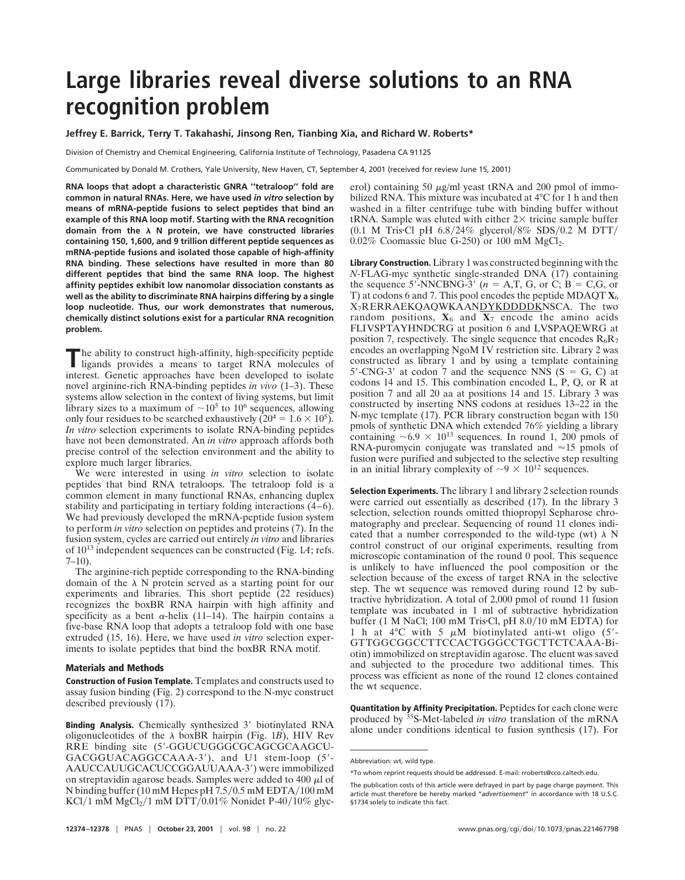# Large libraries reveal diverse solutions to an RNA recognition problem

**Jeffrey E. Barrick, Terry T. Takahashi, Jinsong Ren, Tianbing Xia, and Richard W. Roberts***

Division of Chemistry and Chemical Engineering, California Institute of Technology, Pasadena CA 91125

Communicated by Donald M. Crothers, Yale University, New Haven, CT, September 4, 2001 (received for review June 15, 2001)

**RNA loops that adopt a characteristic GNRA "tetraloop" fold are common in natural RNAs. Here, we have used *in vitro* selection by means of mRNA-peptide fusions to select peptides that bind an example of this RNA loop motif. Starting with the RNA recognition domain from the λ N protein, we have constructed libraries containing 150, 1,600, and 9 trillion different peptide sequences as mRNA-peptide fusions and isolated those capable of high-affinity RNA binding. These selections have resulted in more than 80 different peptides that bind the same RNA loop. The highest affinity peptides exhibit low nanomolar dissociation constants as well as the ability to discriminate RNA hairpins differing by a single loop nucleotide. Thus, our work demonstrates that numerous, chemically distinct solutions exist for a particular RNA recognition problem.**

The ability to construct high-affinity, high-specificity peptide ligands provides a means to target RNA molecules of interest. Genetic approaches have been developed to isolate novel arginine-rich RNA-binding peptides *in vivo* (1–3). These systems allow selection in the context of living systems, but limit library sizes to a maximum of $\sim 10^5$ to $10^6$ sequences, allowing only four residues to be searched exhaustively ($20^4 = 1.6 \times 10^5$). *In vitro* selection experiments to isolate RNA-binding peptides have not been demonstrated. An *in vitro* approach affords both precise control of the selection environment and the ability to explore much larger libraries.

We were interested in using *in vitro* selection to isolate peptides that bind RNA tetraloops. The tetraloop fold is a common element in many functional RNAs, enhancing duplex stability and participating in tertiary folding interactions (4–6). We had previously developed the mRNA-peptide fusion system to perform *in vitro* selection on peptides and proteins (7). In the fusion system, cycles are carried out entirely *in vitro* and libraries of $10^{13}$ independent sequences can be constructed (Fig. 1*A*; refs. 7–10).

The arginine-rich peptide corresponding to the RNA-binding domain of the λ N protein served as a starting point for our experiments and libraries. This short peptide (22 residues) recognizes the boxBR RNA hairpin with high affinity and specificity as a bent α-helix (11–14). The hairpin contains a five-base RNA loop that adopts a tetraloop fold with one base extruded (15, 16). Here, we have used *in vitro* selection experiments to isolate peptides that bind the boxBR RNA motif.

## Materials and Methods

**Construction of Fusion Template.** Templates and constructs used to assay fusion binding (Fig. 2) correspond to the N-myc construct described previously (17).

**Binding Analysis.** Chemically synthesized 3′ biotinylated RNA oligonucleotides of the λ boxBR hairpin (Fig. 1*B*), HIV Rev RRE binding site (5′-GGUCUGGGCGCAGCGCAAGCUGACGGUACAGGCCAAA-3′), and U1 stem-loop (5′-AAUCCAUUGCACUCCGGAUUAAA-3′) were immobilized on streptavidin agarose beads. Samples were added to 400 μl of N binding buffer (10 mM Hepes pH 7.5/0.5 mM EDTA/100 mM KCl/1 mM $MgCl_2$/1 mM DTT/0.01% Nonidet P-40/10% glycerol) containing 50 μg/ml yeast tRNA and 200 pmol of immobilized RNA. This mixture was incubated at 4°C for 1 h and then washed in a filter centrifuge tube with binding buffer without tRNA. Sample was eluted with either 2× tricine sample buffer (0.1 M Tris·Cl pH 6.8/24% glycerol/8% SDS/0.2 M DTT/0.02% Coomassie blue G-250) or 100 mM $MgCl_2$.

**Library Construction.** Library 1 was constructed beginning with the *N*-FLAG-myc synthetic single-stranded DNA (17) containing the sequence 5′-NNCBNG-3′ (*n* = A,T, G, or C; B = C,G, or T) at codons 6 and 7. This pool encodes the peptide MDAQT $X_6$ $X_7$RERRAEKQAQWKAAN<u>DYKDDDDK</u>NSCA. The two random positions, $X_6$ and $X_7$ encode the amino acids FLIVSPTAYHNDCRG at position 6 and LVSPAQEWRG at position 7, respectively. The single sequence that encodes $R_6R_7$ encodes an overlapping NgoM IV restriction site. Library 2 was constructed as library 1 and by using a template containing 5′-CNG-3′ at codon 7 and the sequence NNS (S = G, C) at codons 14 and 15. This combination encoded L, P, Q, or R at position 7 and all 20 aa at positions 14 and 15. Library 3 was constructed by inserting NNS codons at residues 13–22 in the N-myc template (17). PCR library construction began with 150 pmols of synthetic DNA which extended 76% yielding a library containing $\sim 6.9 \times 10^{13}$ sequences. In round 1, 200 pmols of RNA-puromycin conjugate was translated and ≈15 pmols of fusion were purified and subjected to the selective step resulting in an initial library complexity of $\sim 9 \times 10^{12}$ sequences.

**Selection Experiments.** The library 1 and library 2 selection rounds were carried out essentially as described (17). In the library 3 selection, selection rounds omitted thiopropyl Sepharose chromatography and preclear. Sequencing of round 11 clones indicated that a number corresponded to the wild-type (wt) λ N control construct of our original experiments, resulting from microscopic contamination of the round 0 pool. This sequence is unlikely to have influenced the pool composition or the selection because of the excess of target RNA in the selective step. The wt sequence was removed during round 12 by subtractive hybridization. A total of 2,000 pmol of round 11 fusion template was incubated in 1 ml of subtractive hybridization buffer (1 M NaCl; 100 mM Tris·Cl, pH 8.0/10 mM EDTA) for 1 h at 4°C with 5 μM biotinylated anti-wt oligo (5′-GTTGGCGGCCTTCCACTGGGCCTGCTTCTCAAA-Biotin) immobilized on streptavidin agarose. The eluent was saved and subjected to the procedure two additional times. This process was efficient as none of the round 12 clones contained the wt sequence.

**Quantitation by Affinity Precipitation.** Peptides for each clone were produced by $^{35}$S-Met-labeled *in vitro* translation of the mRNA alone under conditions identical to fusion synthesis (17). For

Abbreviation: wt, wild type.

*To whom reprint requests should be addressed. E-mail: rroberts@cco.caltech.edu.

The publication costs of this article were defrayed in part by page charge payment. This article must therefore be hereby marked "*advertisement*" in accordance with 18 U.S.C. §1734 solely to indicate this fact.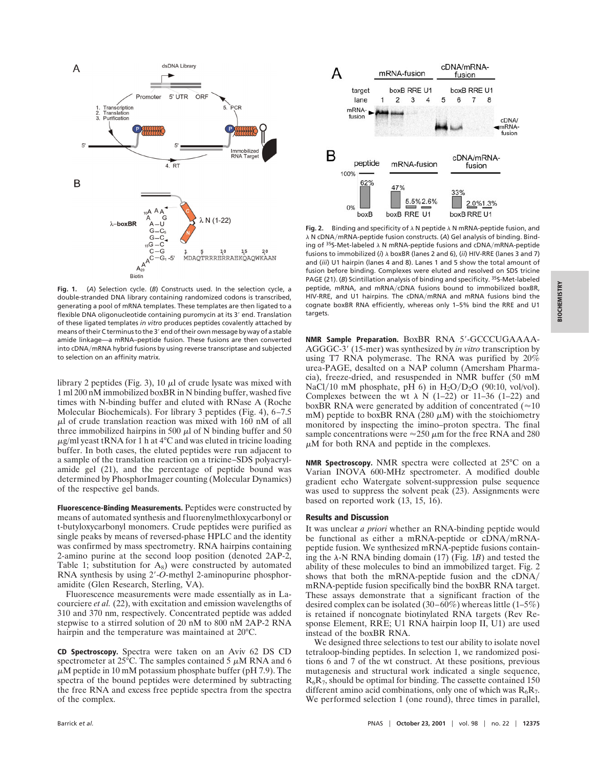**Fig. 1.** (*A*) Selection cycle. (*B*) Constructs used. In the selection cycle, a double-stranded DNA library containing randomized codons is transcribed, generating a pool of mRNA templates. These templates are then ligated to a flexible DNA oligonucleotide containing puromycin at its 3′ end. Translation of these ligated templates *in vitro* produces peptides covalently attached by means of their C terminus to the 3′ end of their own message by way of a stable amide linkage—a mRNA–peptide fusion. These fusions are then converted into cDNA/mRNA hybrid fusions by using reverse transcriptase and subjected to selection on an affinity matrix.

library 2 peptides (Fig. 3), 10 μl of crude lysate was mixed with 1 ml 200 nM immobilized boxBR in N binding buffer, washed five times with N-binding buffer and eluted with RNase A (Roche Molecular Biochemicals). For library 3 peptides (Fig. 4), 6–7.5 μl of crude translation reaction was mixed with 160 nM of all three immobilized hairpins in 500 μl of N binding buffer and 50 μg/ml yeast tRNA for 1 h at 4°C and was eluted in tricine loading buffer. In both cases, the eluted peptides were run adjacent to a sample of the translation reaction on a tricine–SDS polyacrylamide gel (21), and the percentage of peptide bound was determined by PhosphorImager counting (Molecular Dynamics) of the respective gel bands.

**Fluorescence-Binding Measurements.** Peptides were constructed by means of automated synthesis and fluorenylmethloxycarbonyl or t-butyloxycarbonyl monomers. Crude peptides were purified as single peaks by means of reversed-phase HPLC and the identity was confirmed by mass spectrometry. RNA hairpins containing 2-amino purine at the second loop position (denoted 2AP-2, Table 1; substitution for $A_8$) were constructed by automated RNA synthesis by using 2′-*O*-methyl 2-aminopurine phosphoramidite (Glen Research, Sterling, VA).

Fluorescence measurements were made essentially as in Lacourciere *et al.* (22), with excitation and emission wavelengths of 310 and 370 nm, respectively. Concentrated peptide was added stepwise to a stirred solution of 20 nM to 800 nM 2AP-2 RNA hairpin and the temperature was maintained at 20°C.

**CD Spectroscopy.** Spectra were taken on an Aviv 62 DS CD spectrometer at 25°C. The samples contained 5 μM RNA and 6 μM peptide in 10 mM potassium phosphate buffer (pH 7.9). The spectra of the bound peptides were determined by subtracting the free RNA and excess free peptide spectra from the spectra of the complex.

**Fig. 2.** Binding and specificity of λ N peptide λ N mRNA-peptide fusion, and λ N cDNA/mRNA-peptide fusion constructs. (*A*) Gel analysis of binding. Binding of $^{35}$S-Met-labeled λ N mRNA-peptide fusions and cDNA/mRNA-peptide fusions to immobilized (*i*) λ boxBR (lanes 2 and 6), (*ii*) HIV-RRE (lanes 3 and 7) and (*iii*) U1 hairpin (lanes 4 and 8). Lanes 1 and 5 show the total amount of fusion before binding. Complexes were eluted and resolved on SDS tricine PAGE (21). (*B*) Scintillation analysis of binding and specificity. $^{35}$S-Met-labeled peptide, mRNA, and mRNA/cDNA fusions bound to immobilized boxBR, HIV-RRE, and U1 hairpins. The cDNA/mRNA and mRNA fusions bind the cognate boxBR RNA efficiently, whereas only 1–5% bind the RRE and U1 targets.

**NMR Sample Preparation.** BoxBR RNA 5′-GCCCUGAAAA-AGGGC-3′ (15-mer) was synthesized by *in vitro* transcription by using T7 RNA polymerase. The RNA was purified by 20% urea-PAGE, desalted on a NAP column (Amersham Pharmacia), freeze-dried, and resuspended in NMR buffer (50 mM NaCl/10 mM phosphate, pH 6) in $H_2O/D_2O$ (90:10, vol/vol). Complexes between the wt λ N (1–22) or 11–36 (1–22) and boxBR RNA were generated by addition of concentrated (≈10 mM) peptide to boxBR RNA (280 μM) with the stoichiometry monitored by inspecting the imino–proton spectra. The final sample concentrations were ≈250 μm for the free RNA and 280 μM for both RNA and peptide in the complexes.

**NMR Spectroscopy.** NMR spectra were collected at 25°C on a Varian INOVA 600-MHz spectrometer. A modified double gradient echo Watergate solvent-suppression pulse sequence was used to suppress the solvent peak (23). Assignments were based on reported work (13, 15, 16).

## Results and Discussion

It was unclear *a priori* whether an RNA-binding peptide would be functional as either a mRNA-peptide or cDNA/mRNA-peptide fusion. We synthesized mRNA-peptide fusions containing the λ-N RNA binding domain (17) (Fig. 1*B*) and tested the ability of these molecules to bind an immobilized target. Fig. 2 shows that both the mRNA-peptide fusion and the cDNA/mRNA-peptide fusion specifically bind the boxBR RNA target. These assays demonstrate that a significant fraction of the desired complex can be isolated (30–60%) whereas little (1–5%) is retained if noncognate biotinylated RNA targets (Rev Response Element, RRE; U1 RNA hairpin loop II, U1) are used instead of the boxBR RNA.

We designed three selections to test our ability to isolate novel tetraloop-binding peptides. In selection 1, we randomized positions 6 and 7 of the wt construct. At these positions, previous mutagenesis and structural work indicated a single sequence, $R_6R_7$, should be optimal for binding. The cassette contained 150 different amino acid combinations, only one of which was $R_6R_7$. We performed selection 1 (one round), three times in parallel,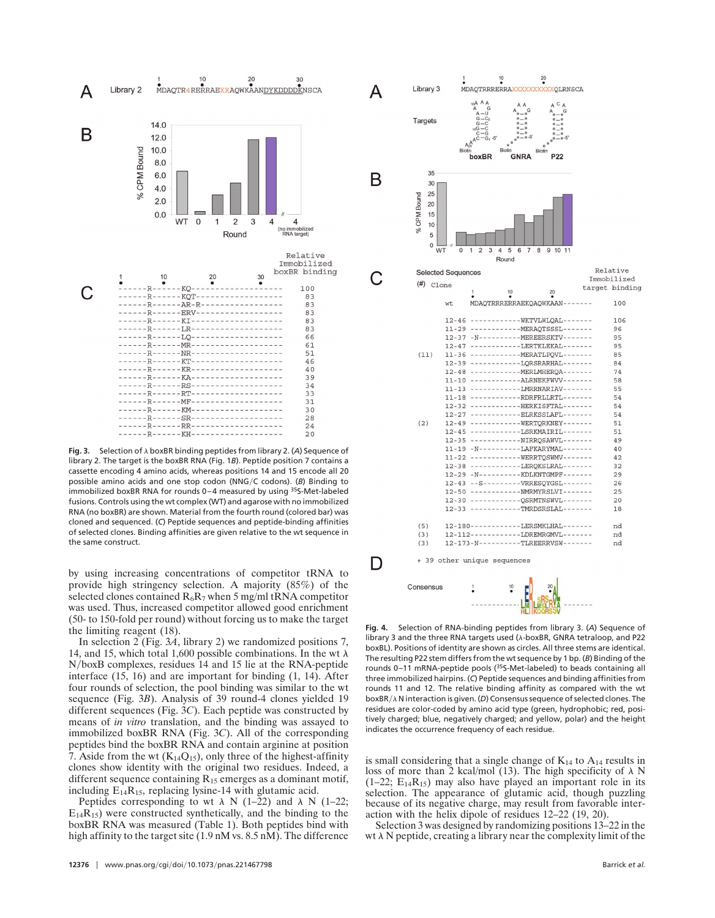**Fig. 3.** Selection of λ boxBR binding peptides from library 2. (*A*) Sequence of library 2. The target is the boxBR RNA (Fig. 1*B*). Peptide position 7 contains a cassette encoding 4 amino acids, whereas positions 14 and 15 encode all 20 possible amino acids and one stop codon (NNG/C codons). (*B*) Binding to immobilized boxBR RNA for rounds 0–4 measured by using $^{35}$S-Met-labeled fusions. Controls using the wt complex (WT) and agarose with no immobilized RNA (no boxBR) are shown. Material from the fourth round (colored bar) was cloned and sequenced. (*C*) Peptide sequences and peptide-binding affinities of selected clones. Binding affinities are given relative to the wt sequence in the same construct.

by using increasing concentrations of competitor tRNA to provide high stringency selection. A majority (85%) of the selected clones contained $R_6R_7$ when 5 mg/ml tRNA competitor was used. Thus, increased competitor allowed good enrichment (50- to 150-fold per round) without forcing us to make the target the limiting reagent (18).

In selection 2 (Fig. 3*A*, library 2) we randomized positions 7, 14, and 15, which total 1,600 possible combinations. In the wt λ N/boxB complexes, residues 14 and 15 lie at the RNA-peptide interface (15, 16) and are important for binding (1, 14). After four rounds of selection, the pool binding was similar to the wt sequence (Fig. 3*B*). Analysis of 39 round-4 clones yielded 19 different sequences (Fig. 3*C*). Each peptide was constructed by means of *in vitro* translation, and the binding was assayed to immobilized boxBR RNA (Fig. 3*C*). All of the corresponding peptides bind the boxBR RNA and contain arginine at position 7. Aside from the wt ($K_{14}Q_{15}$), only three of the highest-affinity clones show identity with the original two residues. Indeed, a different sequence containing $R_{15}$ emerges as a dominant motif, including $E_{14}R_{15}$, replacing lysine-14 with glutamic acid.

Peptides corresponding to wt λ N (1–22) and λ N (1–22; $E_{14}R_{15}$) were constructed synthetically, and the binding to the boxBR RNA was measured (Table 1). Both peptides bind with high affinity to the target site (1.9 nM vs. 8.5 nM). The difference is small considering that a single change of $K_{14}$ to $A_{14}$ results in loss of more than 2 kcal/mol (13). The high specificity of λ N (1–22; $E_{14}R_{15}$) may also have played an important role in its selection. The appearance of glutamic acid, though puzzling because of its negative charge, may result from favorable interaction with the helix dipole of residues 12–22 (19, 20).

Selection 3 was designed by randomizing positions 13–22 in the wt λ N peptide, creating a library near the complexity limit of the

**Fig. 4.** Selection of RNA-binding peptides from library 3. (*A*) Sequence of library 3 and the three RNA targets used (λ-boxBR, GNRA tetraloop, and P22 boxBL). Positions of identity are shown as circles. All three stems are identical. The resulting P22 stem differs from the wt sequence by 1 bp. (*B*) Binding of the rounds 0–11 mRNA-peptide pools ($^{35}$S-Met-labeled) to beads containing all three immobilized hairpins. (*C*) Peptide sequences and binding affinities from rounds 11 and 12. The relative binding affinity as compared with the wt boxBR/λ N interaction is given. (*D*) Consensus sequence of selected clones. The residues are color-coded by amino acid type (green, hydrophobic; red, positively charged; blue, negatively charged; and yellow, polar) and the height indicates the occurrence frequency of each residue.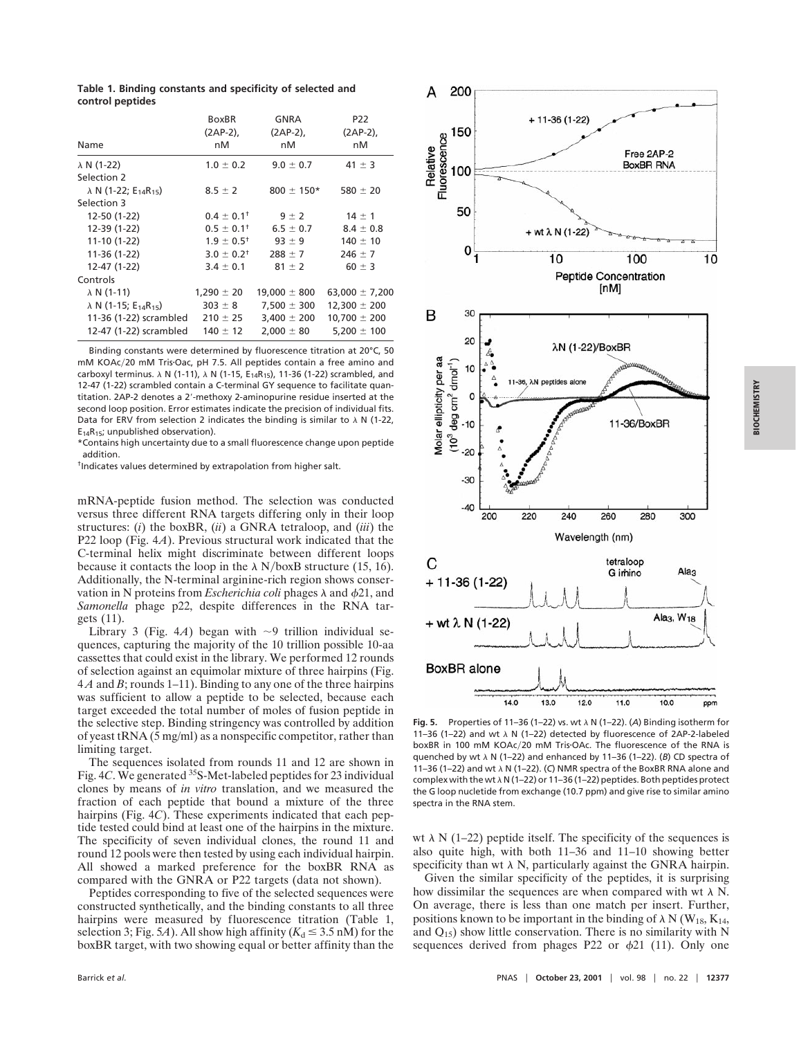**Table 1. Binding constants and specificity of selected and control peptides**

| Name | BoxBR (2AP-2), nM | GNRA (2AP-2), nM | P22 (2AP-2), nM |
|---|---|---|---|
| λ N (1-22) | 1.0 ± 0.2 | 9.0 ± 0.7 | 41 ± 3 |
| Selection 2 | | | |
| λ N (1-22; $E_{14}R_{15}$) | 8.5 ± 2 | 800 ± 150* | 580 ± 20 |
| Selection 3 | | | |
| 12-50 (1-22) | 0.4 ± 0.1[†] | 9 ± 2 | 14 ± 1 |
| 12-39 (1-22) | 0.5 ± 0.1[†] | 6.5 ± 0.7 | 8.4 ± 0.8 |
| 11-10 (1-22) | 1.9 ± 0.5[†] | 93 ± 9 | 140 ± 10 |
| 11-36 (1-22) | 3.0 ± 0.2[†] | 288 ± 7 | 246 ± 7 |
| 12-47 (1-22) | 3.4 ± 0.1 | 81 ± 2 | 60 ± 3 |
| Controls | | | |
| λ N (1-11) | 1,290 ± 20 | 19,000 ± 800 | 63,000 ± 7,200 |
| λ N (1-15; $E_{14}R_{15}$) | 303 ± 8 | 7,500 ± 300 | 12,300 ± 200 |
| 11-36 (1-22) scrambled | 210 ± 25 | 3,400 ± 200 | 10,700 ± 200 |
| 12-47 (1-22) scrambled | 140 ± 12 | 2,000 ± 80 | 5,200 ± 100 |

Binding constants were determined by fluorescence titration at 20°C, 50 mM KOAc/20 mM Tris·OAc, pH 7.5. All peptides contain a free amino and carboxyl terminus. λ N (1-11), λ N (1-15, $E_{14}R_{15}$), 11-36 (1-22) scrambled, and 12-47 (1-22) scrambled contain a C-terminal GY sequence to facilitate quantitation. 2AP-2 denotes a 2′-methoxy 2-aminopurine residue inserted at the second loop position. Error estimates indicate the precision of individual fits. Data for ERV from selection 2 indicates the binding is similar to λ N (1-22, $E_{14}R_{15}$; unpublished observation).

*Contains high uncertainty due to a small fluorescence change upon peptide addition.

[†]Indicates values determined by extrapolation from higher salt.

mRNA-peptide fusion method. The selection was conducted versus three different RNA targets differing only in their loop structures: (*i*) the boxBR, (*ii*) a GNRA tetraloop, and (*iii*) the P22 loop (Fig. 4*A*). Previous structural work indicated that the C-terminal helix might discriminate between different loops because it contacts the loop in the λ N/boxB structure (15, 16). Additionally, the N-terminal arginine-rich region shows conservation in N proteins from *Escherichia coli* phages λ and ϕ21, and *Samonella* phage p22, despite differences in the RNA targets (11).

Library 3 (Fig. 4*A*) began with ~9 trillion individual sequences, capturing the majority of the 10 trillion possible 10-aa cassettes that could exist in the library. We performed 12 rounds of selection against an equimolar mixture of three hairpins (Fig. 4 *A* and *B*; rounds 1–11). Binding to any one of the three hairpins was sufficient to allow a peptide to be selected, because each target exceeded the total number of moles of fusion peptide in the selective step. Binding stringency was controlled by addition of yeast tRNA (5 mg/ml) as a nonspecific competitor, rather than limiting target.

The sequences isolated from rounds 11 and 12 are shown in Fig. 4*C*. We generated $^{35}$S-Met-labeled peptides for 23 individual clones by means of *in vitro* translation, and we measured the fraction of each peptide that bound a mixture of the three hairpins (Fig. 4*C*). These experiments indicated that each peptide tested could bind at least one of the hairpins in the mixture. The specificity of seven individual clones, the round 11 and round 12 pools were then tested by using each individual hairpin. All showed a marked preference for the boxBR RNA as compared with the GNRA or P22 targets (data not shown).

Peptides corresponding to five of the selected sequences were constructed synthetically, and the binding constants to all three hairpins were measured by fluorescence titration (Table 1, selection 3; Fig. 5*A*). All show high affinity ($K_d \leq 3.5$ nM) for the boxBR target, with two showing equal or better affinity than the wt λ N (1–22) peptide itself. The specificity of the sequences is also quite high, with both 11–36 and 11–10 showing better specificity than wt λ N, particularly against the GNRA hairpin.

Given the similar specificity of the peptides, it is surprising how dissimilar the sequences are when compared with wt λ N. On average, there is less than one match per insert. Further, positions known to be important in the binding of λ N ($W_{18}$, $K_{14}$, and $Q_{15}$) show little conservation. There is no similarity with N sequences derived from phages P22 or ϕ21 (11). Only one

**Fig. 5.** Properties of 11–36 (1–22) vs. wt λ N (1–22). (*A*) Binding isotherm for 11–36 (1–22) and wt λ N (1–22) detected by fluorescence of 2AP-2-labeled boxBR in 100 mM KOAc/20 mM Tris·OAc. The fluorescence of the RNA is quenched by wt λ N (1–22) and enhanced by 11–36 (1–22). (*B*) CD spectra of 11–36 (1–22) and wt λ N (1–22). (*C*) NMR spectra of the BoxBR RNA alone and complex with the wt λ N (1–22) or 11–36 (1–22) peptides. Both peptides protect the G loop nucletide from exchange (10.7 ppm) and give rise to similar amino spectra in the RNA stem.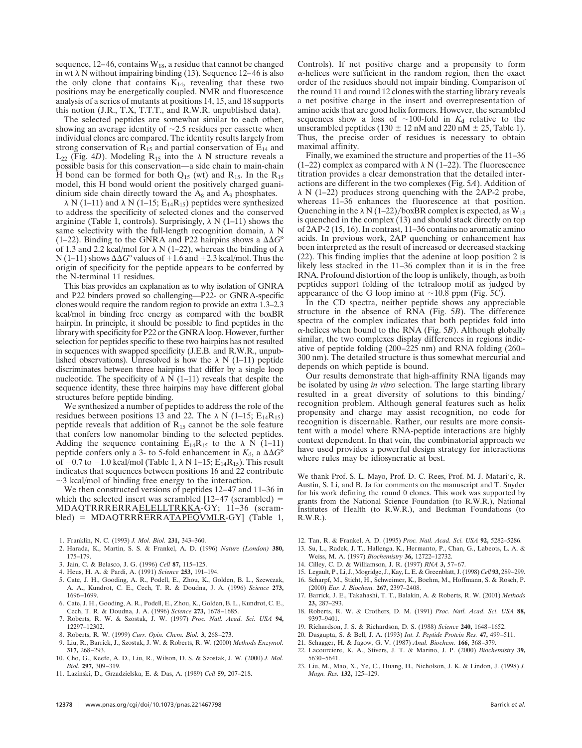sequence, 12–46, contains $W_{18}$, a residue that cannot be changed in wt λ N without impairing binding (13). Sequence 12–46 is also the only clone that contains $K_{14}$, revealing that these two positions may be energetically coupled. NMR and fluorescence analysis of a series of mutants at positions 14, 15, and 18 supports this notion (J.R., T.X, T.T.T., and R.W.R. unpublished data).

The selected peptides are somewhat similar to each other, showing an average identity of ~2.5 residues per cassette when individual clones are compared. The identity results largely from strong conservation of $R_{15}$ and partial conservation of $E_{14}$ and $L_{22}$ (Fig. 4*D*). Modeling $R_{15}$ into the λ N structure reveals a possible basis for this conservation—a side chain to main-chain H bond can be formed for both $Q_{15}$ (wt) and $R_{15}$. In the $R_{15}$ model, this H bond would orient the positively charged guanidinium side chain directly toward the $A_8$ and $A_9$ phosphates.

λ N (1–11) and λ N (1–15; $E_{14}R_{15}$) peptides were synthesized to address the specificity of selected clones and the conserved arginine (Table 1, controls). Surprisingly, λ N (1–11) shows the same selectivity with the full-length recognition domain, λ N (1–22). Binding to the GNRA and P22 hairpins shows a $\Delta\Delta G°$ of 1.3 and 2.2 kcal/mol for λ N (1–22), whereas the binding of λ N (1–11) shows $\Delta\Delta G°$ values of +1.6 and +2.3 kcal/mol. Thus the origin of specificity for the peptide appears to be conferred by the N-terminal 11 residues.

This bias provides an explanation as to why isolation of GNRA and P22 binders proved so challenging—P22- or GNRA-specific clones would require the random region to provide an extra 1.3–2.3 kcal/mol in binding free energy as compared with the boxBR hairpin. In principle, it should be possible to find peptides in the library with specificity for P22 or the GNRA loop. However, further selection for peptides specific to these two hairpins has not resulted in sequences with swapped specificity (J.E.B. and R.W.R., unpublished observations). Unresolved is how the λ N (1–11) peptide discriminates between three hairpins that differ by a single loop nucleotide. The specificity of λ N (1–11) reveals that despite the sequence identity, these three hairpins may have different global structures before peptide binding.

We synthesized a number of peptides to address the role of the residues between positions 13 and 22. The λ N (1–15; $E_{14}R_{15}$) peptide reveals that addition of $R_{15}$ cannot be the sole feature that confers low nanomolar binding to the selected peptides. Adding the sequence containing $E_{14}R_{15}$ to the λ N (1–11) peptide confers only a 3- to 5-fold enhancement in $K_d$, a $\Delta\Delta G°$ of −0.7 to −1.0 kcal/mol (Table 1, λ N 1–15; $E_{14}R_{15}$). This result indicates that sequences between positions 16 and 22 contribute ~3 kcal/mol of binding free energy to the interaction.

We then constructed versions of peptides 12–47 and 11–36 in which the selected insert was scrambled [12–47 (scrambled) = MDAQTRRRERRAELELLTRKKA-GY; 11–36 (scrambled) = MDAQTRRRERRATAPEQVMLR-GY] (Table 1, Controls). If net positive charge and a propensity to form α-helices were sufficient in the random region, then the exact order of the residues should not impair binding. Comparison of the round 11 and round 12 clones with the starting library reveals a net positive charge in the insert and overrepresentation of amino acids that are good helix formers. However, the scrambled sequences show a loss of ~100-fold in $K_d$ relative to the unscrambled peptides (130 ± 12 nM and 220 nM ± 25, Table 1). Thus, the precise order of residues is necessary to obtain maximal affinity.

Finally, we examined the structure and properties of the 11–36 (1–22) complex as compared with λ N (1–22). The fluorescence titration provides a clear demonstration that the detailed interactions are different in the two complexes (Fig. 5*A*). Addition of λ N (1–22) produces strong quenching with the 2AP-2 probe, whereas 11–36 enhances the fluorescence at that position. Quenching in the λ N (1–22)/boxBR complex is expected, as $W_{18}$ is quenched in the complex (13) and should stack directly on top of 2AP-2 (15, 16). In contrast, 11–36 contains no aromatic amino acids. In previous work, 2AP quenching or enhancement has been interpreted as the result of increased or decreased stacking (22). This finding implies that the adenine at loop position 2 is likely less stacked in the 11–36 complex than it is in the free RNA. Profound distortion of the loop is unlikely, though, as both peptides support folding of the tetraloop motif as judged by appearance of the G loop imino at ~10.8 ppm (Fig. 5*C*).

In the CD spectra, neither peptide shows any appreciable structure in the absence of RNA (Fig. 5*B*). The difference spectra of the complex indicates that both peptides fold into α-helices when bound to the RNA (Fig. 5*B*). Although globally similar, the two complexes display differences in regions indicative of peptide folding (200–225 nm) and RNA folding (260–300 nm). The detailed structure is thus somewhat mercurial and depends on which peptide is bound.

Our results demonstrate that high-affinity RNA ligands may be isolated by using *in vitro* selection. The large starting library resulted in a great diversity of solutions to this binding/recognition problem. Although general features such as helix propensity and charge may assist recognition, no code for recognition is discernable. Rather, our results are more consistent with a model where RNA-peptide interactions are highly context dependent. In that vein, the combinatorial approach we have used provides a powerful design strategy for interactions where rules may be idiosyncratic at best.

We thank Prof. S. L. Mayo, Prof. D. C. Rees, Prof. M. J. Matari′c, R. Austin, S. Li, and B. Ja for comments on the manuscript and T. Snyder for his work defining the round 0 clones. This work was supported by grants from the National Science Foundation (to R.W.R.), National Institutes of Health (to R.W.R.), and Beckman Foundations (to R.W.R.).

1. Franklin, N. C. (1993) *J. Mol. Biol.* **231,** 343–360.
2. Harada, K., Martin, S. S. & Frankel, A. D. (1996) *Nature (London)* **380,** 175–179.
3. Jain, C. & Belasco, J. G. (1996) *Cell* **87,** 115–125.
4. Heus, H. A. & Pardi, A. (1991) *Science* **253,** 191–194.
5. Cate, J. H., Gooding, A. R., Podell, E., Zhou, K., Golden, B. L., Szewczak, A. A., Kundrot, C. E., Cech, T. R. & Doudna, J. A. (1996) *Science* **273,** 1696–1699.
6. Cate, J. H., Gooding, A. R., Podell, E., Zhou, K., Golden, B. L., Kundrot, C. E., Cech, T. R. & Doudna, J. A. (1996) *Science* **273,** 1678–1685.
7. Roberts, R. W. & Szostak, J. W. (1997) *Proc. Natl. Acad. Sci. USA* **94,** 12297–12302.
8. Roberts, R. W. (1999) *Curr. Opin. Chem. Biol.* **3,** 268–273.
9. Liu, R., Barrick, J., Szostak, J. W. & Roberts, R. W. (2000) *Methods Enzymol.* **317,** 268–293.
10. Cho, G., Keefe, A. D., Liu, R., Wilson, D. S. & Szostak, J. W. (2000) *J. Mol. Biol.* **297,** 309–319.
11. Lazinski, D., Grzadzielska, E. & Das, A. (1989) *Cell* **59,** 207–218.
12. Tan, R. & Frankel, A. D. (1995) *Proc. Natl. Acad. Sci. USA* **92,** 5282–5286.
13. Su, L., Radek, J. T., Hallenga, K., Hermanto, P., Chan, G., Labeots, L. A. & Weiss, M. A. (1997) *Biochemistry* **36,** 12722–12732.
14. Cilley, C. D. & Williamson, J. R. (1997) *RNA* **3,** 57–67.
15. Legault, P., Li, J., Mogridge, J., Kay, L. E. & Greenblatt, J. (1998) *Cell* **93,** 289–299.
16. Scharpf, M., Sticht, H., Schweimer, K., Boehm, M., Hoffmann, S. & Rosch, P. (2000) *Eur. J. Biochem.* **267,** 2397–2408.
17. Barrick, J. E., Takahashi, T. T., Balakin, A. & Roberts, R. W. (2001) *Methods* **23,** 287–293.
18. Roberts, R. W. & Crothers, D. M. (1991) *Proc. Natl. Acad. Sci. USA* **88,** 9397–9401.
19. Richardson, J. S. & Richardson, D. S. (1988) *Science* **240,** 1648–1652.
20. Dasgupta, S. & Bell, J. A. (1993) *Int. J. Peptide Protein Res.* **47,** 499–511.
21. Schagger, H. & Jagow, G. V. (1987) *Anal. Biochem.* **166,** 368–379.
22. Lacourciere, K. A., Stivers, J. T. & Marino, J. P. (2000) *Biochemistry* **39,** 5630–5641.
23. Liu, M., Mao, X., Ye, C., Huang, H., Nicholson, J. K. & Lindon, J. (1998) *J. Magn. Res.* **132,** 125–129.